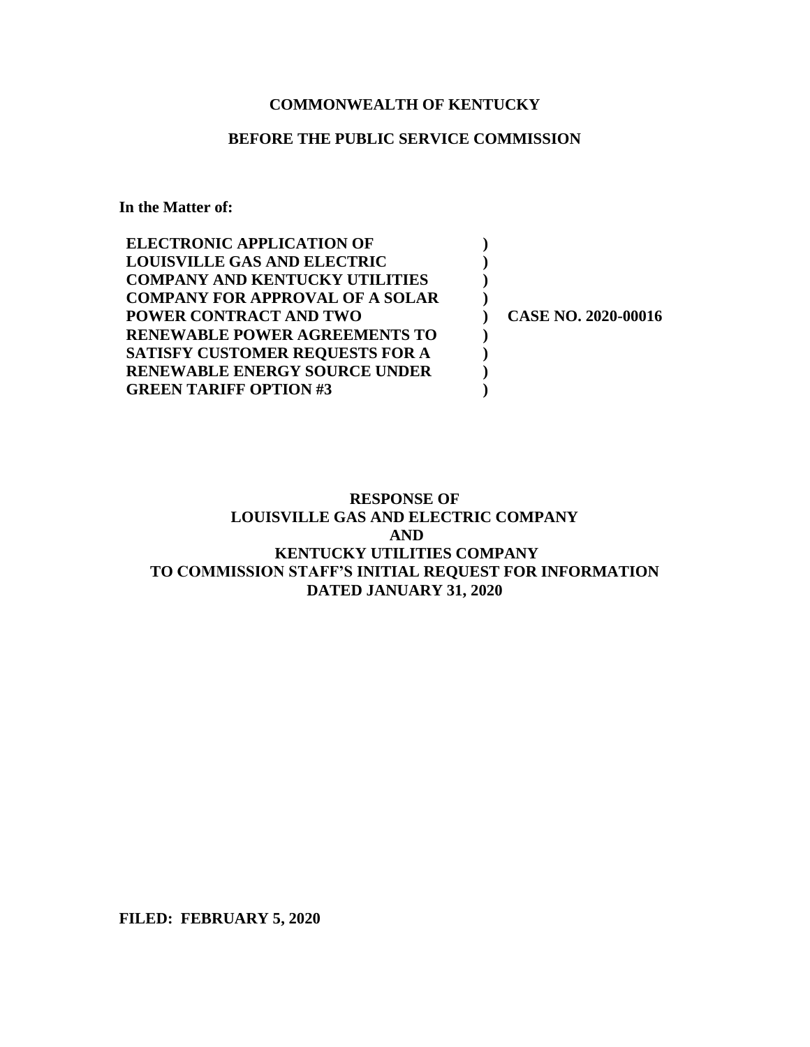**COMMONWEALTH OF KENTUCKY**

**BEFORE THE PUBLIC SERVICE COMMISSION**

**In the Matter of:**

| | | |
|---|---|---|
| **ELECTRONIC APPLICATION OF** | **)** | |
| **LOUISVILLE GAS AND ELECTRIC** | **)** | |
| **COMPANY AND KENTUCKY UTILITIES** | **)** | |
| **COMPANY FOR APPROVAL OF A SOLAR** | **)** | |
| **POWER CONTRACT AND TWO** | **)** | **CASE NO. 2020-00016** |
| **RENEWABLE POWER AGREEMENTS TO** | **)** | |
| **SATISFY CUSTOMER REQUESTS FOR A** | **)** | |
| **RENEWABLE ENERGY SOURCE UNDER** | **)** | |
| **GREEN TARIFF OPTION #3** | **)** | |

**RESPONSE OF**
**LOUISVILLE GAS AND ELECTRIC COMPANY**
**AND**
**KENTUCKY UTILITIES COMPANY**
**TO COMMISSION STAFF'S INITIAL REQUEST FOR INFORMATION**
**DATED JANUARY 31, 2020**

**FILED: FEBRUARY 5, 2020**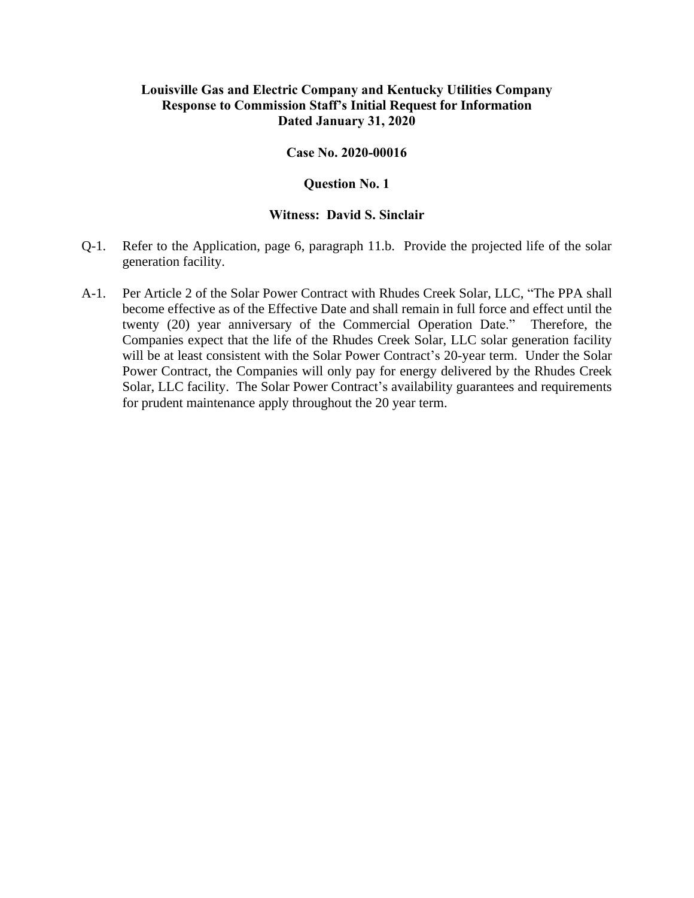**Louisville Gas and Electric Company and Kentucky Utilities Company**
**Response to Commission Staff's Initial Request for Information**
**Dated January 31, 2020**

**Case No. 2020-00016**

**Question No. 1**

**Witness: David S. Sinclair**

Q-1. Refer to the Application, page 6, paragraph 11.b. Provide the projected life of the solar generation facility.

A-1. Per Article 2 of the Solar Power Contract with Rhudes Creek Solar, LLC, "The PPA shall become effective as of the Effective Date and shall remain in full force and effect until the twenty (20) year anniversary of the Commercial Operation Date." Therefore, the Companies expect that the life of the Rhudes Creek Solar, LLC solar generation facility will be at least consistent with the Solar Power Contract's 20-year term. Under the Solar Power Contract, the Companies will only pay for energy delivered by the Rhudes Creek Solar, LLC facility. The Solar Power Contract's availability guarantees and requirements for prudent maintenance apply throughout the 20 year term.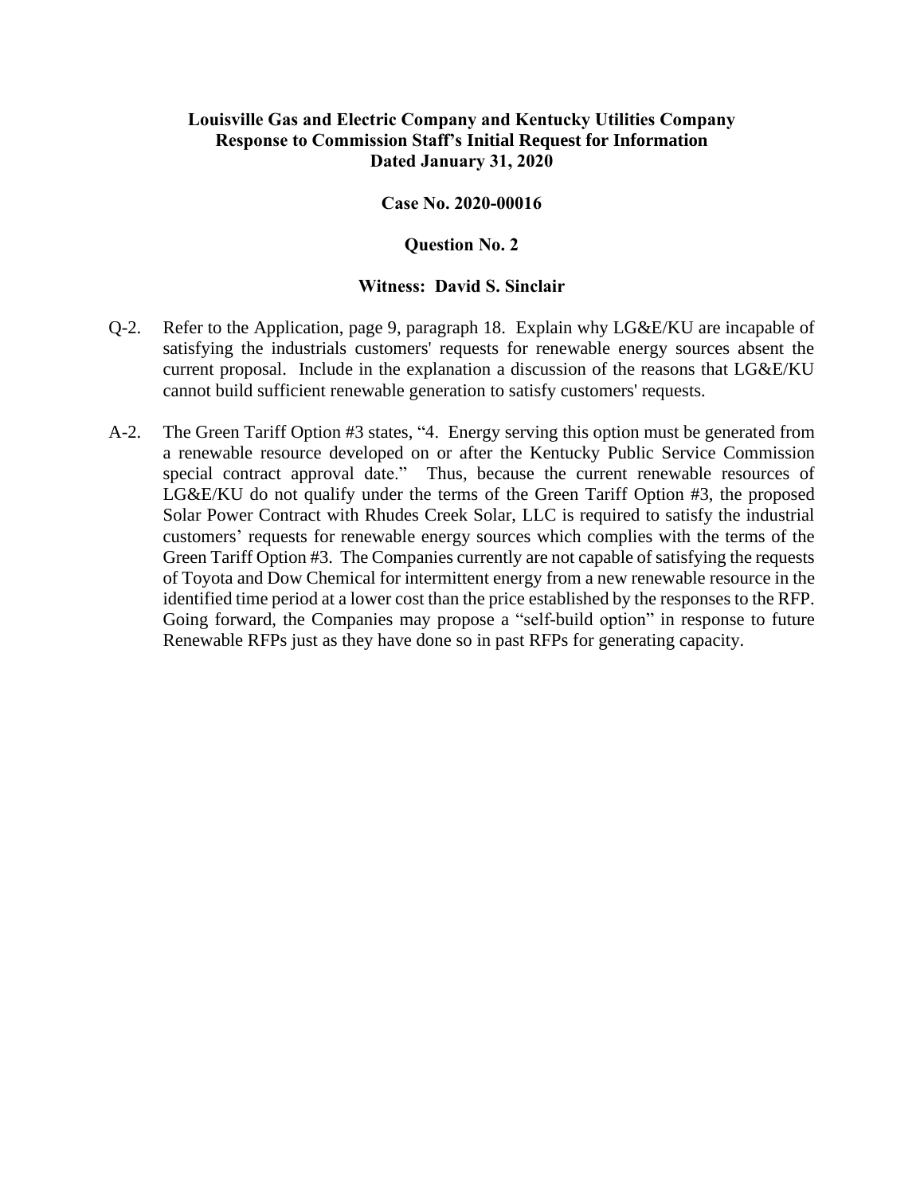**Louisville Gas and Electric Company and Kentucky Utilities Company**
**Response to Commission Staff's Initial Request for Information**
**Dated January 31, 2020**

**Case No. 2020-00016**

**Question No. 2**

**Witness: David S. Sinclair**

Q-2. Refer to the Application, page 9, paragraph 18. Explain why LG&E/KU are incapable of satisfying the industrials customers' requests for renewable energy sources absent the current proposal. Include in the explanation a discussion of the reasons that LG&E/KU cannot build sufficient renewable generation to satisfy customers' requests.

A-2. The Green Tariff Option #3 states, "4. Energy serving this option must be generated from a renewable resource developed on or after the Kentucky Public Service Commission special contract approval date." Thus, because the current renewable resources of LG&E/KU do not qualify under the terms of the Green Tariff Option #3, the proposed Solar Power Contract with Rhudes Creek Solar, LLC is required to satisfy the industrial customers' requests for renewable energy sources which complies with the terms of the Green Tariff Option #3. The Companies currently are not capable of satisfying the requests of Toyota and Dow Chemical for intermittent energy from a new renewable resource in the identified time period at a lower cost than the price established by the responses to the RFP. Going forward, the Companies may propose a "self-build option" in response to future Renewable RFPs just as they have done so in past RFPs for generating capacity.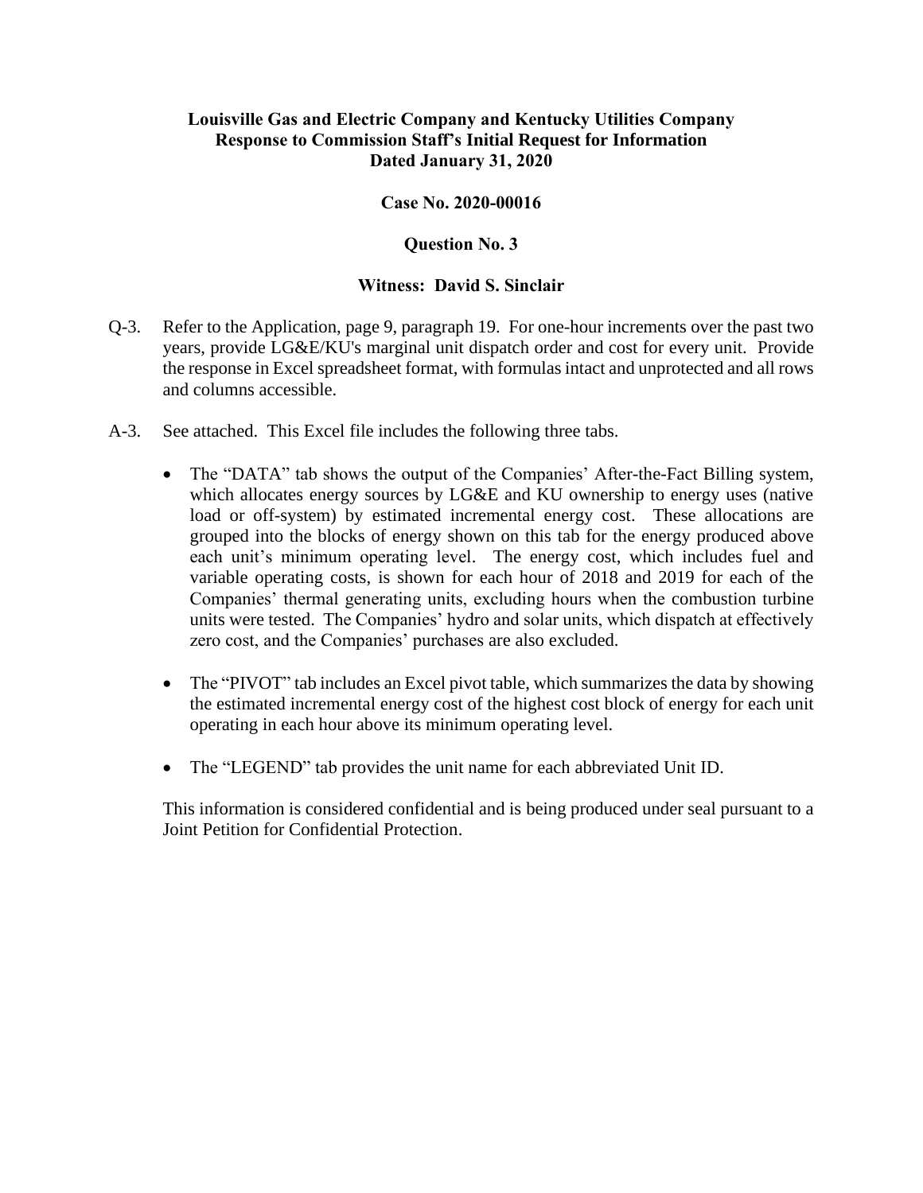**Louisville Gas and Electric Company and Kentucky Utilities Company**
**Response to Commission Staff's Initial Request for Information**
**Dated January 31, 2020**

**Case No. 2020-00016**

**Question No. 3**

**Witness: David S. Sinclair**

Q-3. Refer to the Application, page 9, paragraph 19. For one-hour increments over the past two years, provide LG&E/KU's marginal unit dispatch order and cost for every unit. Provide the response in Excel spreadsheet format, with formulas intact and unprotected and all rows and columns accessible.

A-3. See attached. This Excel file includes the following three tabs.

- The "DATA" tab shows the output of the Companies' After-the-Fact Billing system, which allocates energy sources by LG&E and KU ownership to energy uses (native load or off-system) by estimated incremental energy cost. These allocations are grouped into the blocks of energy shown on this tab for the energy produced above each unit's minimum operating level. The energy cost, which includes fuel and variable operating costs, is shown for each hour of 2018 and 2019 for each of the Companies' thermal generating units, excluding hours when the combustion turbine units were tested. The Companies' hydro and solar units, which dispatch at effectively zero cost, and the Companies' purchases are also excluded.

- The "PIVOT" tab includes an Excel pivot table, which summarizes the data by showing the estimated incremental energy cost of the highest cost block of energy for each unit operating in each hour above its minimum operating level.

- The "LEGEND" tab provides the unit name for each abbreviated Unit ID.

This information is considered confidential and is being produced under seal pursuant to a Joint Petition for Confidential Protection.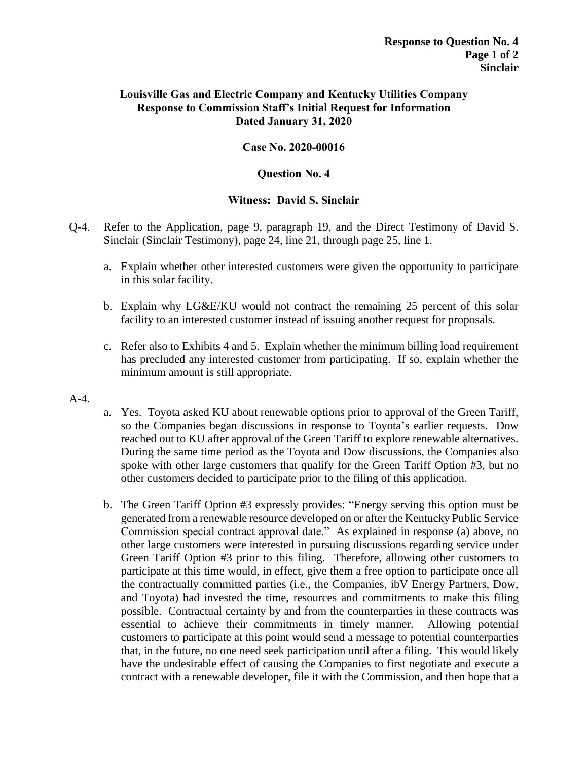**Louisville Gas and Electric Company and Kentucky Utilities Company**
**Response to Commission Staff's Initial Request for Information**
**Dated January 31, 2020**

**Case No. 2020-00016**

**Question No. 4**

**Witness: David S. Sinclair**

Q-4. Refer to the Application, page 9, paragraph 19, and the Direct Testimony of David S. Sinclair (Sinclair Testimony), page 24, line 21, through page 25, line 1.

a. Explain whether other interested customers were given the opportunity to participate in this solar facility.

b. Explain why LG&E/KU would not contract the remaining 25 percent of this solar facility to an interested customer instead of issuing another request for proposals.

c. Refer also to Exhibits 4 and 5. Explain whether the minimum billing load requirement has precluded any interested customer from participating. If so, explain whether the minimum amount is still appropriate.

A-4.

a. Yes. Toyota asked KU about renewable options prior to approval of the Green Tariff, so the Companies began discussions in response to Toyota's earlier requests. Dow reached out to KU after approval of the Green Tariff to explore renewable alternatives. During the same time period as the Toyota and Dow discussions, the Companies also spoke with other large customers that qualify for the Green Tariff Option #3, but no other customers decided to participate prior to the filing of this application.

b. The Green Tariff Option #3 expressly provides: "Energy serving this option must be generated from a renewable resource developed on or after the Kentucky Public Service Commission special contract approval date." As explained in response (a) above, no other large customers were interested in pursuing discussions regarding service under Green Tariff Option #3 prior to this filing. Therefore, allowing other customers to participate at this time would, in effect, give them a free option to participate once all the contractually committed parties (i.e., the Companies, ibV Energy Partners, Dow, and Toyota) had invested the time, resources and commitments to make this filing possible. Contractual certainty by and from the counterparties in these contracts was essential to achieve their commitments in timely manner. Allowing potential customers to participate at this point would send a message to potential counterparties that, in the future, no one need seek participation until after a filing. This would likely have the undesirable effect of causing the Companies to first negotiate and execute a contract with a renewable developer, file it with the Commission, and then hope that a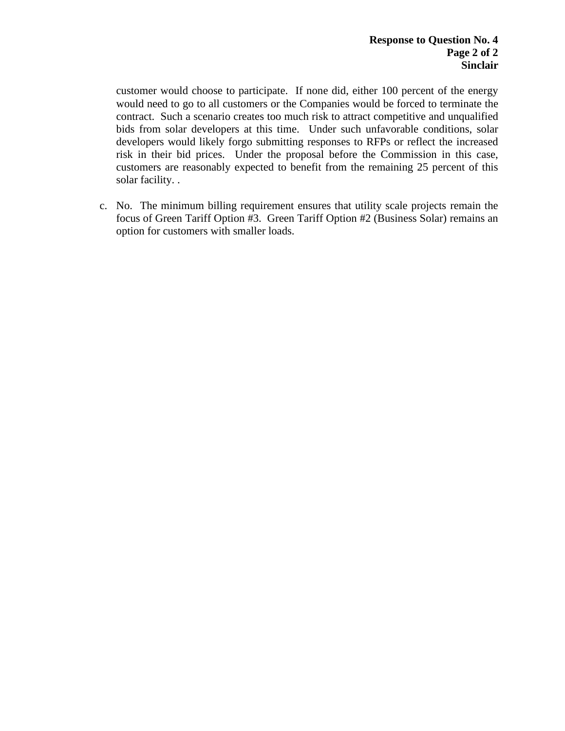customer would choose to participate. If none did, either 100 percent of the energy would need to go to all customers or the Companies would be forced to terminate the contract. Such a scenario creates too much risk to attract competitive and unqualified bids from solar developers at this time. Under such unfavorable conditions, solar developers would likely forgo submitting responses to RFPs or reflect the increased risk in their bid prices. Under the proposal before the Commission in this case, customers are reasonably expected to benefit from the remaining 25 percent of this solar facility. .

c. No. The minimum billing requirement ensures that utility scale projects remain the focus of Green Tariff Option #3. Green Tariff Option #2 (Business Solar) remains an option for customers with smaller loads.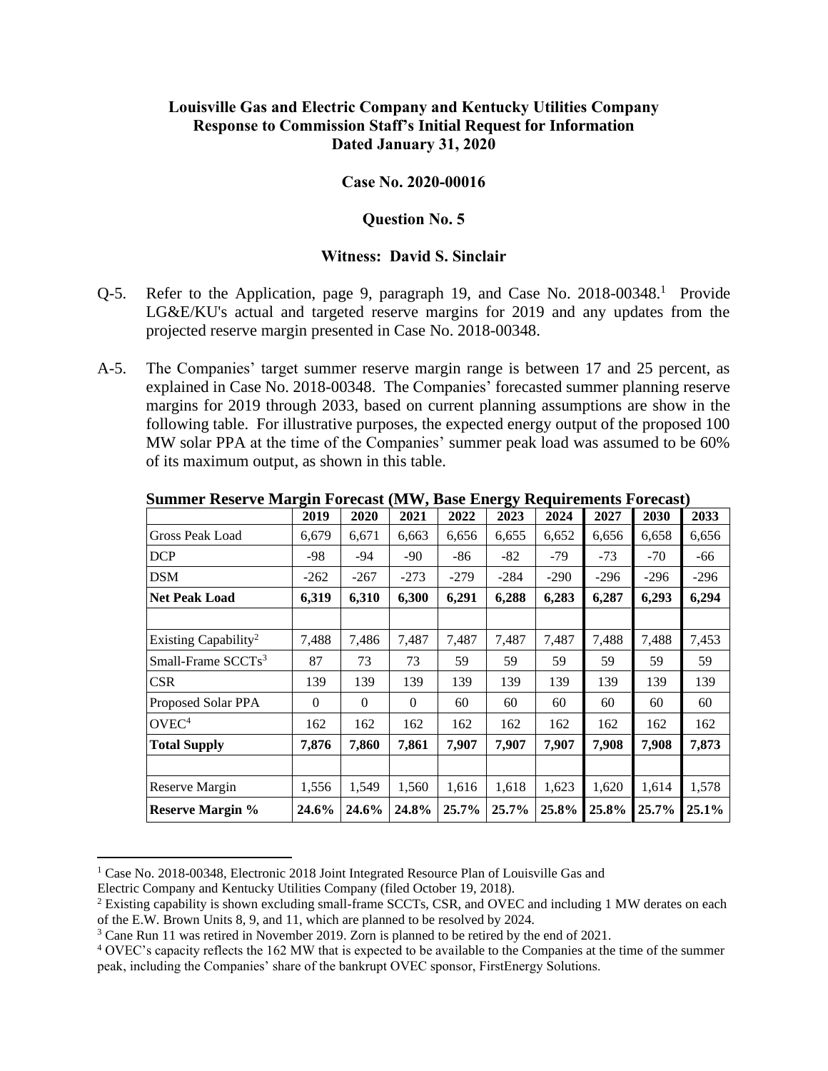**Louisville Gas and Electric Company and Kentucky Utilities Company**
**Response to Commission Staff's Initial Request for Information**
**Dated January 31, 2020**

**Case No. 2020-00016**

**Question No. 5**

**Witness: David S. Sinclair**

Q-5. Refer to the Application, page 9, paragraph 19, and Case No. 2018-00348.[1] Provide LG&E/KU's actual and targeted reserve margins for 2019 and any updates from the projected reserve margin presented in Case No. 2018-00348.

A-5. The Companies' target summer reserve margin range is between 17 and 25 percent, as explained in Case No. 2018-00348. The Companies' forecasted summer planning reserve margins for 2019 through 2033, based on current planning assumptions are show in the following table. For illustrative purposes, the expected energy output of the proposed 100 MW solar PPA at the time of the Companies' summer peak load was assumed to be 60% of its maximum output, as shown in this table.

**Summer Reserve Margin Forecast (MW, Base Energy Requirements Forecast)**

| | 2019 | 2020 | 2021 | 2022 | 2023 | 2024 | 2027 | 2030 | 2033 |
|---|---|---|---|---|---|---|---|---|---|
| Gross Peak Load | 6,679 | 6,671 | 6,663 | 6,656 | 6,655 | 6,652 | 6,656 | 6,658 | 6,656 |
| DCP | -98 | -94 | -90 | -86 | -82 | -79 | -73 | -70 | -66 |
| DSM | -262 | -267 | -273 | -279 | -284 | -290 | -296 | -296 | -296 |
| **Net Peak Load** | **6,319** | **6,310** | **6,300** | **6,291** | **6,288** | **6,283** | **6,287** | **6,293** | **6,294** |
| | | | | | | | | | |
| Existing Capability[2] | 7,488 | 7,486 | 7,487 | 7,487 | 7,487 | 7,487 | 7,488 | 7,488 | 7,453 |
| Small-Frame SCCTs[3] | 87 | 73 | 73 | 59 | 59 | 59 | 59 | 59 | 59 |
| CSR | 139 | 139 | 139 | 139 | 139 | 139 | 139 | 139 | 139 |
| Proposed Solar PPA | 0 | 0 | 0 | 60 | 60 | 60 | 60 | 60 | 60 |
| OVEC[4] | 162 | 162 | 162 | 162 | 162 | 162 | 162 | 162 | 162 |
| **Total Supply** | **7,876** | **7,860** | **7,861** | **7,907** | **7,907** | **7,907** | **7,908** | **7,908** | **7,873** |
| | | | | | | | | | |
| Reserve Margin | 1,556 | 1,549 | 1,560 | 1,616 | 1,618 | 1,623 | 1,620 | 1,614 | 1,578 |
| **Reserve Margin %** | **24.6%** | **24.6%** | **24.8%** | **25.7%** | **25.7%** | **25.8%** | **25.8%** | **25.7%** | **25.1%** |

[1] Case No. 2018-00348, Electronic 2018 Joint Integrated Resource Plan of Louisville Gas and Electric Company and Kentucky Utilities Company (filed October 19, 2018).

[2] Existing capability is shown excluding small-frame SCCTs, CSR, and OVEC and including 1 MW derates on each of the E.W. Brown Units 8, 9, and 11, which are planned to be resolved by 2024.

[3] Cane Run 11 was retired in November 2019. Zorn is planned to be retired by the end of 2021.

[4] OVEC's capacity reflects the 162 MW that is expected to be available to the Companies at the time of the summer peak, including the Companies' share of the bankrupt OVEC sponsor, FirstEnergy Solutions.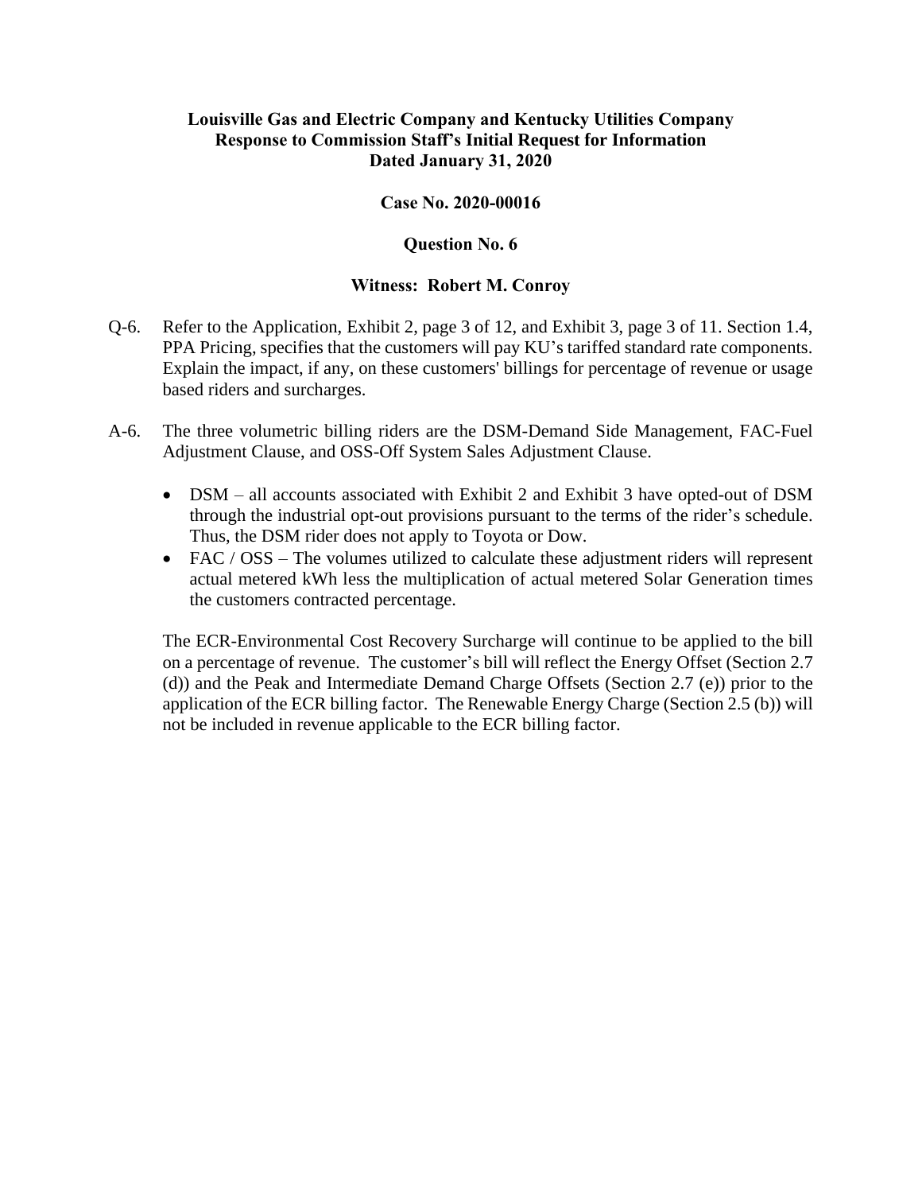**Louisville Gas and Electric Company and Kentucky Utilities Company**
**Response to Commission Staff's Initial Request for Information**
**Dated January 31, 2020**

**Case No. 2020-00016**

**Question No. 6**

**Witness: Robert M. Conroy**

Q-6. Refer to the Application, Exhibit 2, page 3 of 12, and Exhibit 3, page 3 of 11. Section 1.4, PPA Pricing, specifies that the customers will pay KU's tariffed standard rate components. Explain the impact, if any, on these customers' billings for percentage of revenue or usage based riders and surcharges.

A-6. The three volumetric billing riders are the DSM-Demand Side Management, FAC-Fuel Adjustment Clause, and OSS-Off System Sales Adjustment Clause.

- DSM – all accounts associated with Exhibit 2 and Exhibit 3 have opted-out of DSM through the industrial opt-out provisions pursuant to the terms of the rider's schedule. Thus, the DSM rider does not apply to Toyota or Dow.
- FAC / OSS – The volumes utilized to calculate these adjustment riders will represent actual metered kWh less the multiplication of actual metered Solar Generation times the customers contracted percentage.

The ECR-Environmental Cost Recovery Surcharge will continue to be applied to the bill on a percentage of revenue. The customer's bill will reflect the Energy Offset (Section 2.7 (d)) and the Peak and Intermediate Demand Charge Offsets (Section 2.7 (e)) prior to the application of the ECR billing factor. The Renewable Energy Charge (Section 2.5 (b)) will not be included in revenue applicable to the ECR billing factor.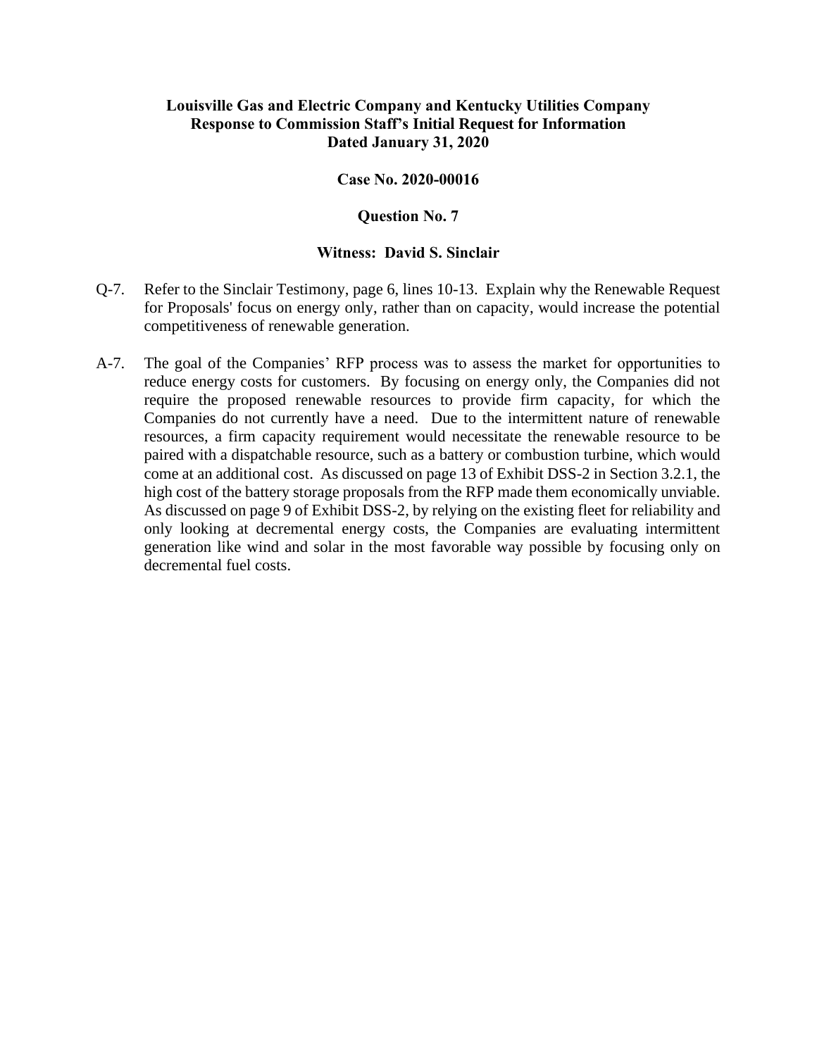**Louisville Gas and Electric Company and Kentucky Utilities Company**
**Response to Commission Staff's Initial Request for Information**
**Dated January 31, 2020**

**Case No. 2020-00016**

**Question No. 7**

**Witness: David S. Sinclair**

Q-7. Refer to the Sinclair Testimony, page 6, lines 10-13. Explain why the Renewable Request for Proposals' focus on energy only, rather than on capacity, would increase the potential competitiveness of renewable generation.

A-7. The goal of the Companies' RFP process was to assess the market for opportunities to reduce energy costs for customers. By focusing on energy only, the Companies did not require the proposed renewable resources to provide firm capacity, for which the Companies do not currently have a need. Due to the intermittent nature of renewable resources, a firm capacity requirement would necessitate the renewable resource to be paired with a dispatchable resource, such as a battery or combustion turbine, which would come at an additional cost. As discussed on page 13 of Exhibit DSS-2 in Section 3.2.1, the high cost of the battery storage proposals from the RFP made them economically unviable. As discussed on page 9 of Exhibit DSS-2, by relying on the existing fleet for reliability and only looking at decremental energy costs, the Companies are evaluating intermittent generation like wind and solar in the most favorable way possible by focusing only on decremental fuel costs.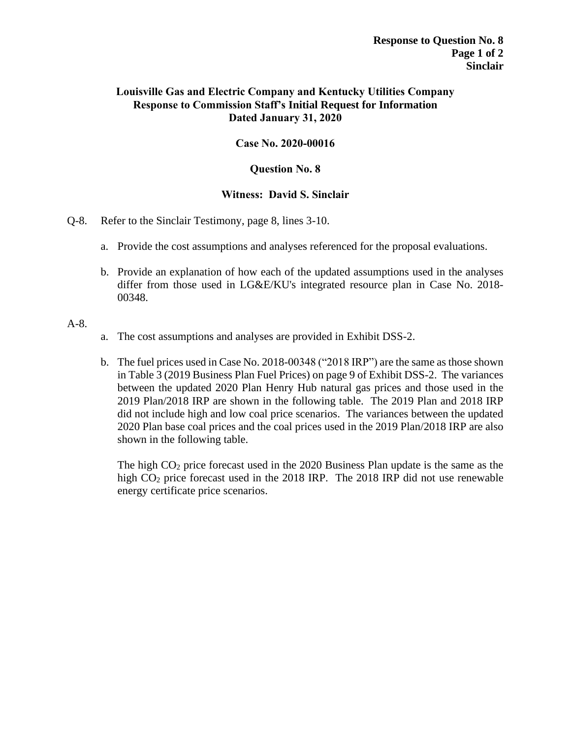**Louisville Gas and Electric Company and Kentucky Utilities Company**
**Response to Commission Staff's Initial Request for Information**
**Dated January 31, 2020**

**Case No. 2020-00016**

**Question No. 8**

**Witness: David S. Sinclair**

Q-8. Refer to the Sinclair Testimony, page 8, lines 3-10.

a. Provide the cost assumptions and analyses referenced for the proposal evaluations.

b. Provide an explanation of how each of the updated assumptions used in the analyses differ from those used in LG&E/KU's integrated resource plan in Case No. 2018-00348.

A-8.

a. The cost assumptions and analyses are provided in Exhibit DSS-2.

b. The fuel prices used in Case No. 2018-00348 ("2018 IRP") are the same as those shown in Table 3 (2019 Business Plan Fuel Prices) on page 9 of Exhibit DSS-2. The variances between the updated 2020 Plan Henry Hub natural gas prices and those used in the 2019 Plan/2018 IRP are shown in the following table. The 2019 Plan and 2018 IRP did not include high and low coal price scenarios. The variances between the updated 2020 Plan base coal prices and the coal prices used in the 2019 Plan/2018 IRP are also shown in the following table.

   The high $CO_2$ price forecast used in the 2020 Business Plan update is the same as the high $CO_2$ price forecast used in the 2018 IRP. The 2018 IRP did not use renewable energy certificate price scenarios.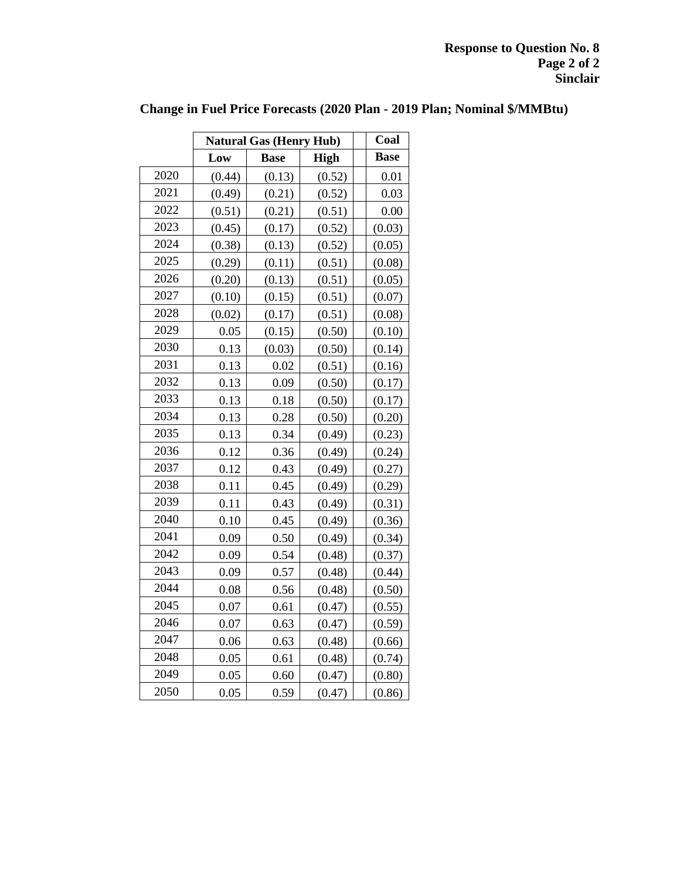**Response to Question No. 8**
**Sinclair**

## Change in Fuel Price Forecasts (2020 Plan - 2019 Plan; Nominal $/MMBtu)

| | Natural Gas (Henry Hub) | | | | Coal |
|---|---|---|---|---|---|
| | Low | Base | High | | Base |
| 2020 | (0.44) | (0.13) | (0.52) | | 0.01 |
| 2021 | (0.49) | (0.21) | (0.52) | | 0.03 |
| 2022 | (0.51) | (0.21) | (0.51) | | 0.00 |
| 2023 | (0.45) | (0.17) | (0.52) | | (0.03) |
| 2024 | (0.38) | (0.13) | (0.52) | | (0.05) |
| 2025 | (0.29) | (0.11) | (0.51) | | (0.08) |
| 2026 | (0.20) | (0.13) | (0.51) | | (0.05) |
| 2027 | (0.10) | (0.15) | (0.51) | | (0.07) |
| 2028 | (0.02) | (0.17) | (0.51) | | (0.08) |
| 2029 | 0.05 | (0.15) | (0.50) | | (0.10) |
| 2030 | 0.13 | (0.03) | (0.50) | | (0.14) |
| 2031 | 0.13 | 0.02 | (0.51) | | (0.16) |
| 2032 | 0.13 | 0.09 | (0.50) | | (0.17) |
| 2033 | 0.13 | 0.18 | (0.50) | | (0.17) |
| 2034 | 0.13 | 0.28 | (0.50) | | (0.20) |
| 2035 | 0.13 | 0.34 | (0.49) | | (0.23) |
| 2036 | 0.12 | 0.36 | (0.49) | | (0.24) |
| 2037 | 0.12 | 0.43 | (0.49) | | (0.27) |
| 2038 | 0.11 | 0.45 | (0.49) | | (0.29) |
| 2039 | 0.11 | 0.43 | (0.49) | | (0.31) |
| 2040 | 0.10 | 0.45 | (0.49) | | (0.36) |
| 2041 | 0.09 | 0.50 | (0.49) | | (0.34) |
| 2042 | 0.09 | 0.54 | (0.48) | | (0.37) |
| 2043 | 0.09 | 0.57 | (0.48) | | (0.44) |
| 2044 | 0.08 | 0.56 | (0.48) | | (0.50) |
| 2045 | 0.07 | 0.61 | (0.47) | | (0.55) |
| 2046 | 0.07 | 0.63 | (0.47) | | (0.59) |
| 2047 | 0.06 | 0.63 | (0.48) | | (0.66) |
| 2048 | 0.05 | 0.61 | (0.48) | | (0.74) |
| 2049 | 0.05 | 0.60 | (0.47) | | (0.80) |
| 2050 | 0.05 | 0.59 | (0.47) | | (0.86) |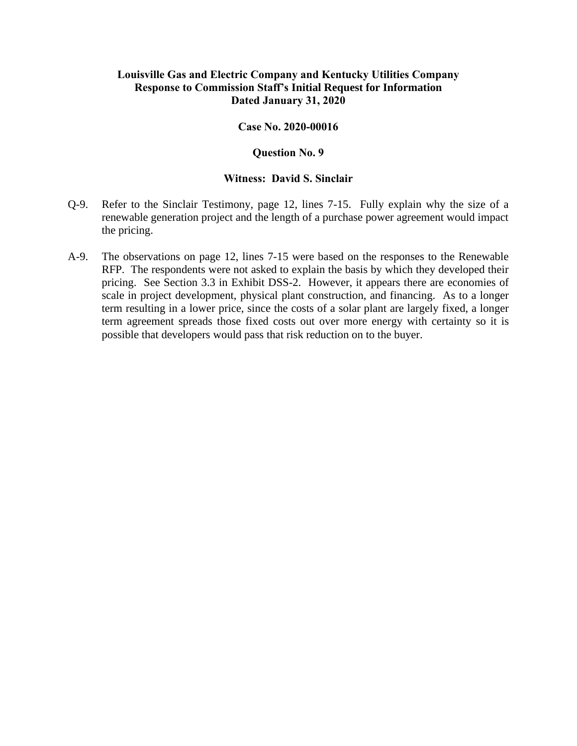**Louisville Gas and Electric Company and Kentucky Utilities Company**
**Response to Commission Staff's Initial Request for Information**
**Dated January 31, 2020**

**Case No. 2020-00016**

**Question No. 9**

**Witness: David S. Sinclair**

Q-9. Refer to the Sinclair Testimony, page 12, lines 7-15. Fully explain why the size of a renewable generation project and the length of a purchase power agreement would impact the pricing.

A-9. The observations on page 12, lines 7-15 were based on the responses to the Renewable RFP. The respondents were not asked to explain the basis by which they developed their pricing. See Section 3.3 in Exhibit DSS-2. However, it appears there are economies of scale in project development, physical plant construction, and financing. As to a longer term resulting in a lower price, since the costs of a solar plant are largely fixed, a longer term agreement spreads those fixed costs out over more energy with certainty so it is possible that developers would pass that risk reduction on to the buyer.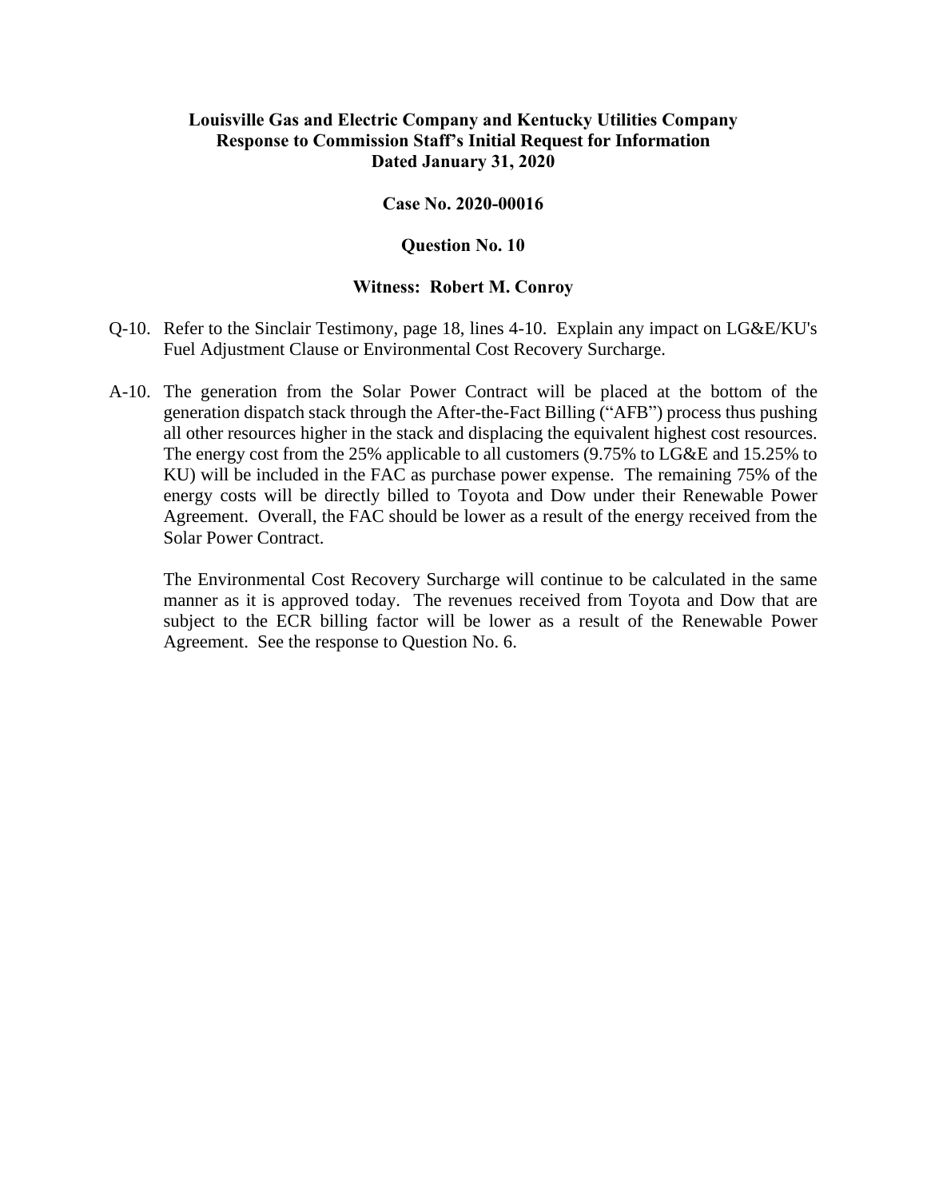**Louisville Gas and Electric Company and Kentucky Utilities Company**
**Response to Commission Staff's Initial Request for Information**
**Dated January 31, 2020**

**Case No. 2020-00016**

**Question No. 10**

**Witness: Robert M. Conroy**

Q-10. Refer to the Sinclair Testimony, page 18, lines 4-10. Explain any impact on LG&E/KU's Fuel Adjustment Clause or Environmental Cost Recovery Surcharge.

A-10. The generation from the Solar Power Contract will be placed at the bottom of the generation dispatch stack through the After-the-Fact Billing ("AFB") process thus pushing all other resources higher in the stack and displacing the equivalent highest cost resources. The energy cost from the 25% applicable to all customers (9.75% to LG&E and 15.25% to KU) will be included in the FAC as purchase power expense. The remaining 75% of the energy costs will be directly billed to Toyota and Dow under their Renewable Power Agreement. Overall, the FAC should be lower as a result of the energy received from the Solar Power Contract.

The Environmental Cost Recovery Surcharge will continue to be calculated in the same manner as it is approved today. The revenues received from Toyota and Dow that are subject to the ECR billing factor will be lower as a result of the Renewable Power Agreement. See the response to Question No. 6.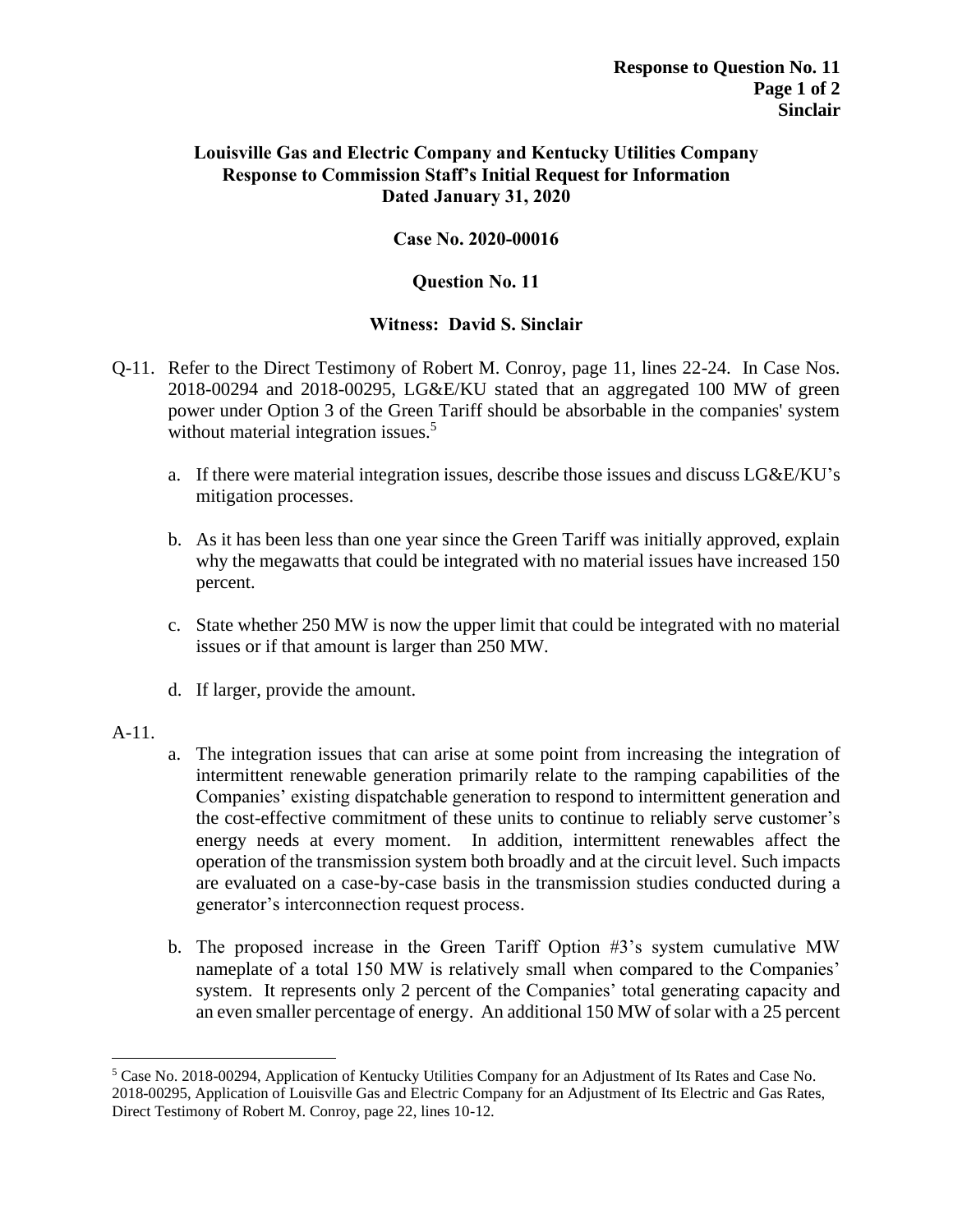**Louisville Gas and Electric Company and Kentucky Utilities Company**
**Response to Commission Staff's Initial Request for Information**
**Dated January 31, 2020**

**Case No. 2020-00016**

**Question No. 11**

**Witness: David S. Sinclair**

Q-11. Refer to the Direct Testimony of Robert M. Conroy, page 11, lines 22-24. In Case Nos. 2018-00294 and 2018-00295, LG&E/KU stated that an aggregated 100 MW of green power under Option 3 of the Green Tariff should be absorbable in the companies' system without material integration issues.[5]

a. If there were material integration issues, describe those issues and discuss LG&E/KU's mitigation processes.

b. As it has been less than one year since the Green Tariff was initially approved, explain why the megawatts that could be integrated with no material issues have increased 150 percent.

c. State whether 250 MW is now the upper limit that could be integrated with no material issues or if that amount is larger than 250 MW.

d. If larger, provide the amount.

A-11.

a. The integration issues that can arise at some point from increasing the integration of intermittent renewable generation primarily relate to the ramping capabilities of the Companies' existing dispatchable generation to respond to intermittent generation and the cost-effective commitment of these units to continue to reliably serve customer's energy needs at every moment. In addition, intermittent renewables affect the operation of the transmission system both broadly and at the circuit level. Such impacts are evaluated on a case-by-case basis in the transmission studies conducted during a generator's interconnection request process.

b. The proposed increase in the Green Tariff Option #3's system cumulative MW nameplate of a total 150 MW is relatively small when compared to the Companies' system. It represents only 2 percent of the Companies' total generating capacity and an even smaller percentage of energy. An additional 150 MW of solar with a 25 percent

[5] Case No. 2018-00294, Application of Kentucky Utilities Company for an Adjustment of Its Rates and Case No. 2018-00295, Application of Louisville Gas and Electric Company for an Adjustment of Its Electric and Gas Rates, Direct Testimony of Robert M. Conroy, page 22, lines 10-12.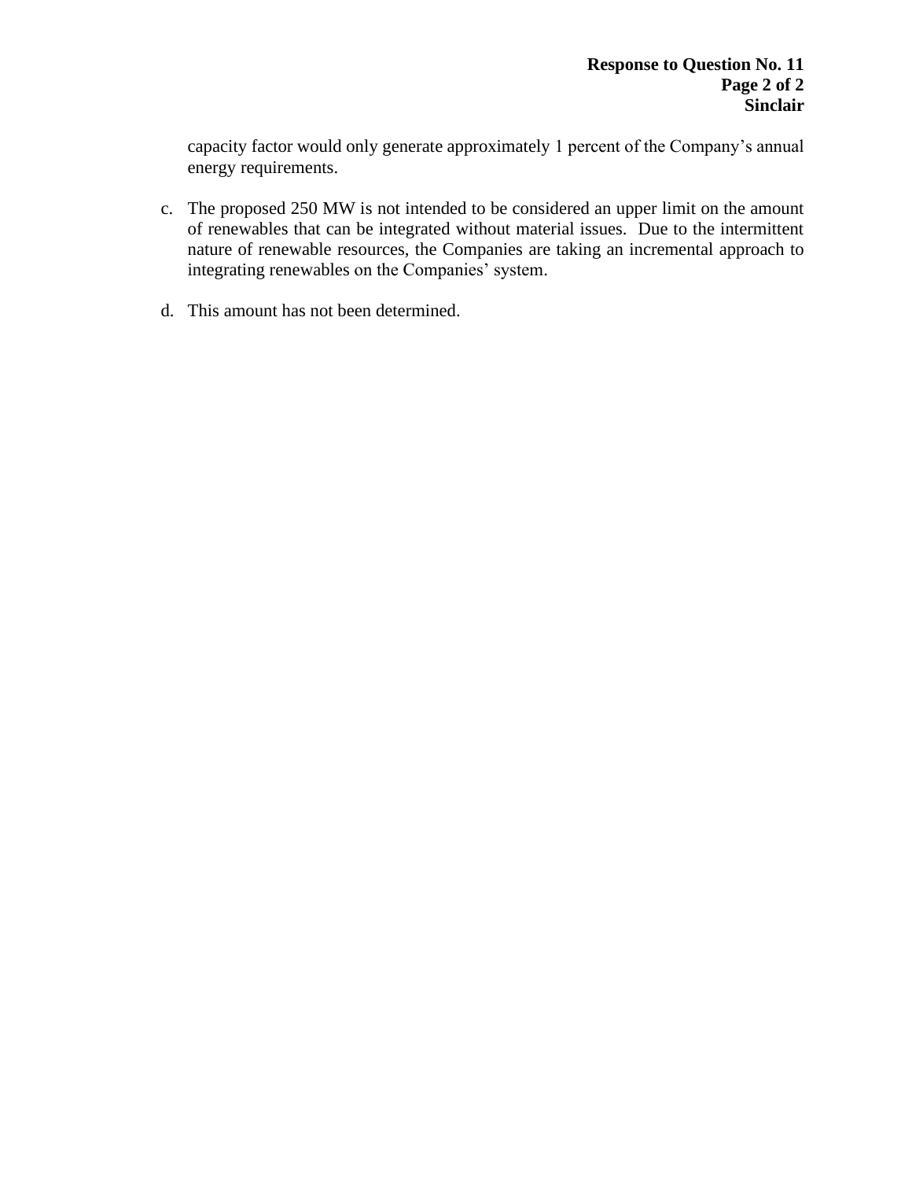capacity factor would only generate approximately 1 percent of the Company's annual energy requirements.

c. The proposed 250 MW is not intended to be considered an upper limit on the amount of renewables that can be integrated without material issues. Due to the intermittent nature of renewable resources, the Companies are taking an incremental approach to integrating renewables on the Companies' system.

d. This amount has not been determined.